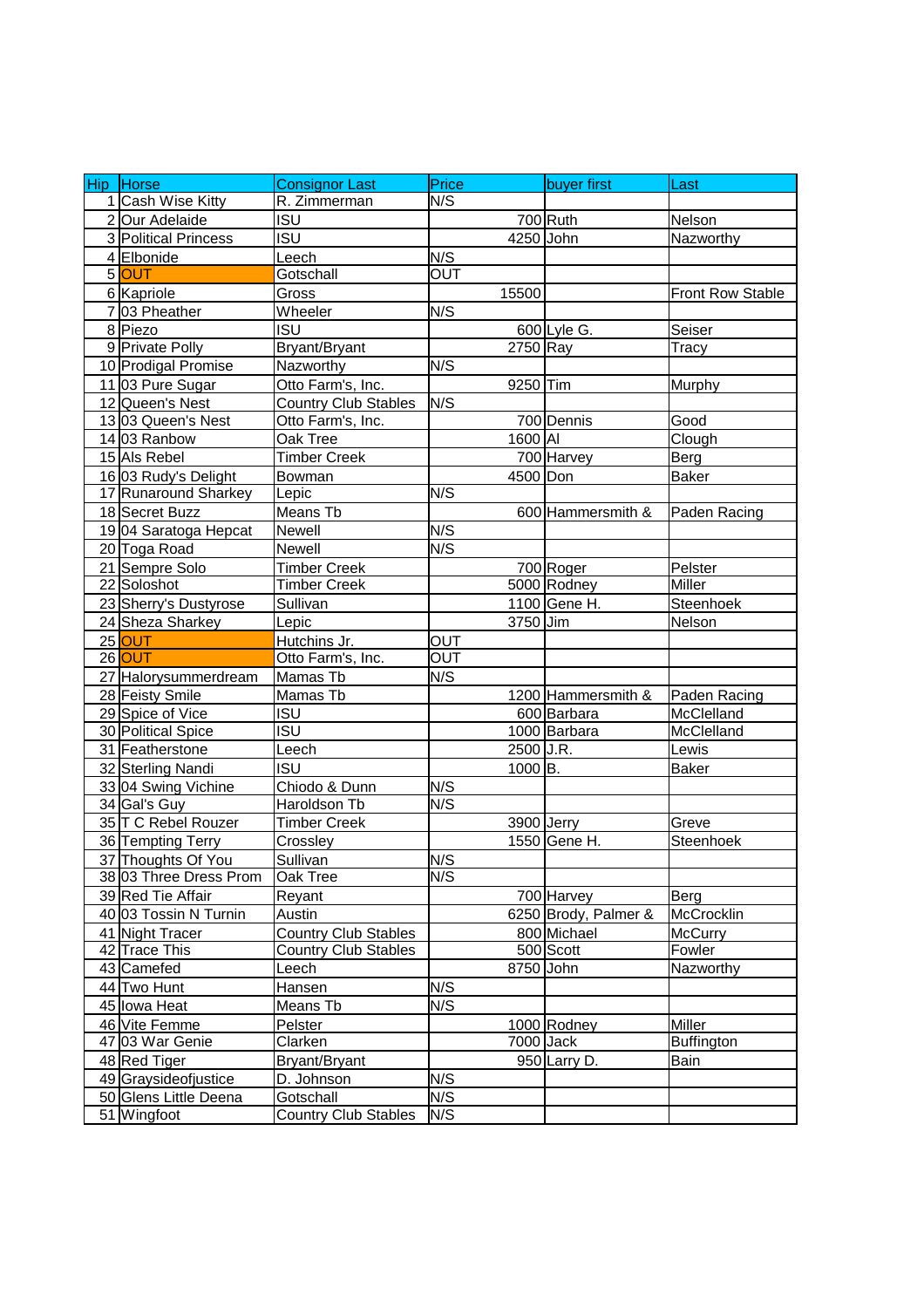| Hip | Horse | Consignor Last | Price | buyer first | Last |
|---|---|---|---|---|---|
| 1 | Cash Wise Kitty | R. Zimmerman | N/S | | |
| 2 | Our Adelaide | ISU | 700 | Ruth | Nelson |
| 3 | Political Princess | ISU | 4250 | John | Nazworthy |
| 4 | Elbonide | Leech | N/S | | |
| 5 | OUT | Gotschall | OUT | | |
| 6 | Kapriole | Gross | 15500 | | Front Row Stable |
| 7 | 03 Pheather | Wheeler | N/S | | |
| 8 | Piezo | ISU | 600 | Lyle G. | Seiser |
| 9 | Private Polly | Bryant/Bryant | 2750 | Ray | Tracy |
| 10 | Prodigal Promise | Nazworthy | N/S | | |
| 11 | 03 Pure Sugar | Otto Farm's, Inc. | 9250 | Tim | Murphy |
| 12 | Queen's Nest | Country Club Stables | N/S | | |
| 13 | 03 Queen's Nest | Otto Farm's, Inc. | 700 | Dennis | Good |
| 14 | 03 Ranbow | Oak Tree | 1600 | Al | Clough |
| 15 | Als Rebel | Timber Creek | 700 | Harvey | Berg |
| 16 | 03 Rudy's Delight | Bowman | 4500 | Don | Baker |
| 17 | Runaround Sharkey | Lepic | N/S | | |
| 18 | Secret Buzz | Means Tb | 600 | Hammersmith & | Paden Racing |
| 19 | 04 Saratoga Hepcat | Newell | N/S | | |
| 20 | Toga Road | Newell | N/S | | |
| 21 | Sempre Solo | Timber Creek | 700 | Roger | Pelster |
| 22 | Soloshot | Timber Creek | 5000 | Rodney | Miller |
| 23 | Sherry's Dustyrose | Sullivan | 1100 | Gene H. | Steenhoek |
| 24 | Sheza Sharkey | Lepic | 3750 | Jim | Nelson |
| 25 | OUT | Hutchins Jr. | OUT | | |
| 26 | OUT | Otto Farm's, Inc. | OUT | | |
| 27 | Halorysummerdream | Mamas Tb | N/S | | |
| 28 | Feisty Smile | Mamas Tb | 1200 | Hammersmith & | Paden Racing |
| 29 | Spice of Vice | ISU | 600 | Barbara | McClelland |
| 30 | Political Spice | ISU | 1000 | Barbara | McClelland |
| 31 | Featherstone | Leech | 2500 | J.R. | Lewis |
| 32 | Sterling Nandi | ISU | 1000 | B. | Baker |
| 33 | 04 Swing Vichine | Chiodo & Dunn | N/S | | |
| 34 | Gal's Guy | Haroldson Tb | N/S | | |
| 35 | T C Rebel Rouzer | Timber Creek | 3900 | Jerry | Greve |
| 36 | Tempting Terry | Crossley | 1550 | Gene H. | Steenhoek |
| 37 | Thoughts Of You | Sullivan | N/S | | |
| 38 | 03 Three Dress Prom | Oak Tree | N/S | | |
| 39 | Red Tie Affair | Reyant | 700 | Harvey | Berg |
| 40 | 03 Tossin N Turnin | Austin | 6250 | Brody, Palmer & | McCrocklin |
| 41 | Night Tracer | Country Club Stables | 800 | Michael | McCurry |
| 42 | Trace This | Country Club Stables | 500 | Scott | Fowler |
| 43 | Camefed | Leech | 8750 | John | Nazworthy |
| 44 | Two Hunt | Hansen | N/S | | |
| 45 | Iowa Heat | Means Tb | N/S | | |
| 46 | Vite Femme | Pelster | 1000 | Rodney | Miller |
| 47 | 03 War Genie | Clarken | 7000 | Jack | Buffington |
| 48 | Red Tiger | Bryant/Bryant | 950 | Larry D. | Bain |
| 49 | Graysideofjustice | D. Johnson | N/S | | |
| 50 | Glens Little Deena | Gotschall | N/S | | |
| 51 | Wingfoot | Country Club Stables | N/S | | |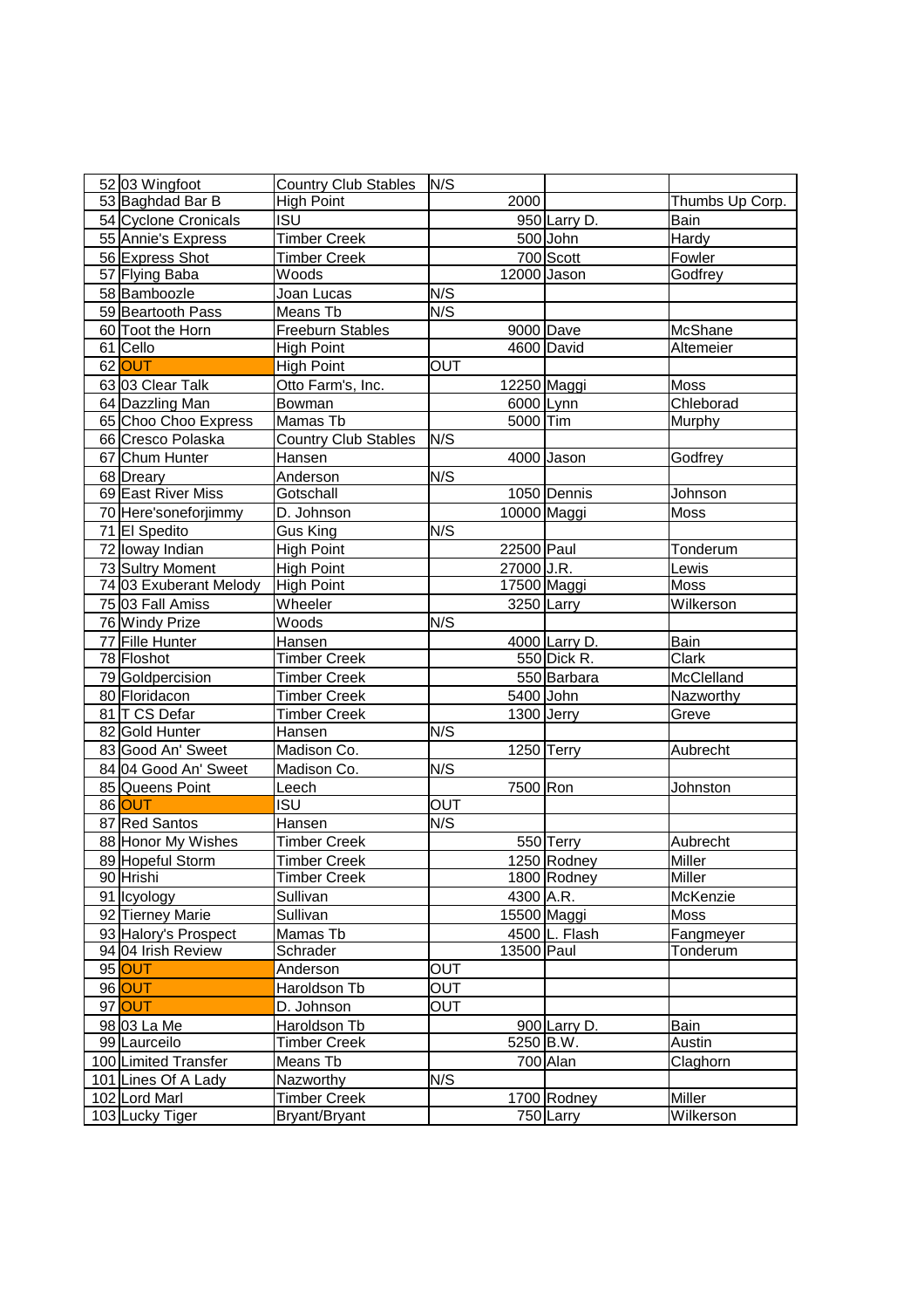| | | | | | |
|---|---|---|---|---|---|
| 52 | 03 Wingfoot | Country Club Stables | N/S | | |
| 53 | Baghdad Bar B | High Point | 2000 | | Thumbs Up Corp. |
| 54 | Cyclone Cronicals | ISU | 950 | Larry D. | Bain |
| 55 | Annie's Express | Timber Creek | 500 | John | Hardy |
| 56 | Express Shot | Timber Creek | 700 | Scott | Fowler |
| 57 | Flying Baba | Woods | 12000 | Jason | Godfrey |
| 58 | Bamboozle | Joan Lucas | N/S | | |
| 59 | Beartooth Pass | Means Tb | N/S | | |
| 60 | Toot the Horn | Freeburn Stables | 9000 | Dave | McShane |
| 61 | Cello | High Point | 4600 | David | Altemeier |
| 62 | OUT | High Point | OUT | | |
| 63 | 03 Clear Talk | Otto Farm's, Inc. | 12250 | Maggi | Moss |
| 64 | Dazzling Man | Bowman | 6000 | Lynn | Chleborad |
| 65 | Choo Choo Express | Mamas Tb | 5000 | Tim | Murphy |
| 66 | Cresco Polaska | Country Club Stables | N/S | | |
| 67 | Chum Hunter | Hansen | 4000 | Jason | Godfrey |
| 68 | Dreary | Anderson | N/S | | |
| 69 | East River Miss | Gotschall | 1050 | Dennis | Johnson |
| 70 | Here'soneforjimmy | D. Johnson | 10000 | Maggi | Moss |
| 71 | El Spedito | Gus King | N/S | | |
| 72 | Ioway Indian | High Point | 22500 | Paul | Tonderum |
| 73 | Sultry Moment | High Point | 27000 | J.R. | Lewis |
| 74 | 03 Exuberant Melody | High Point | 17500 | Maggi | Moss |
| 75 | 03 Fall Amiss | Wheeler | 3250 | Larry | Wilkerson |
| 76 | Windy Prize | Woods | N/S | | |
| 77 | Fille Hunter | Hansen | 4000 | Larry D. | Bain |
| 78 | Floshot | Timber Creek | 550 | Dick R. | Clark |
| 79 | Goldpercision | Timber Creek | 550 | Barbara | McClelland |
| 80 | Floridacon | Timber Creek | 5400 | John | Nazworthy |
| 81 | T CS Defar | Timber Creek | 1300 | Jerry | Greve |
| 82 | Gold Hunter | Hansen | N/S | | |
| 83 | Good An' Sweet | Madison Co. | 1250 | Terry | Aubrecht |
| 84 | 04 Good An' Sweet | Madison Co. | N/S | | |
| 85 | Queens Point | Leech | 7500 | Ron | Johnston |
| 86 | OUT | ISU | OUT | | |
| 87 | Red Santos | Hansen | N/S | | |
| 88 | Honor My Wishes | Timber Creek | 550 | Terry | Aubrecht |
| 89 | Hopeful Storm | Timber Creek | 1250 | Rodney | Miller |
| 90 | Hrishi | Timber Creek | 1800 | Rodney | Miller |
| 91 | Icyology | Sullivan | 4300 | A.R. | McKenzie |
| 92 | Tierney Marie | Sullivan | 15500 | Maggi | Moss |
| 93 | Halory's Prospect | Mamas Tb | 4500 | L. Flash | Fangmeyer |
| 94 | 04 Irish Review | Schrader | 13500 | Paul | Tonderum |
| 95 | OUT | Anderson | OUT | | |
| 96 | OUT | Haroldson Tb | OUT | | |
| 97 | OUT | D. Johnson | OUT | | |
| 98 | 03 La Me | Haroldson Tb | 900 | Larry D. | Bain |
| 99 | Laurceilo | Timber Creek | 5250 | B.W. | Austin |
| 100 | Limited Transfer | Means Tb | 700 | Alan | Claghorn |
| 101 | Lines Of A Lady | Nazworthy | N/S | | |
| 102 | Lord Marl | Timber Creek | 1700 | Rodney | Miller |
| 103 | Lucky Tiger | Bryant/Bryant | 750 | Larry | Wilkerson |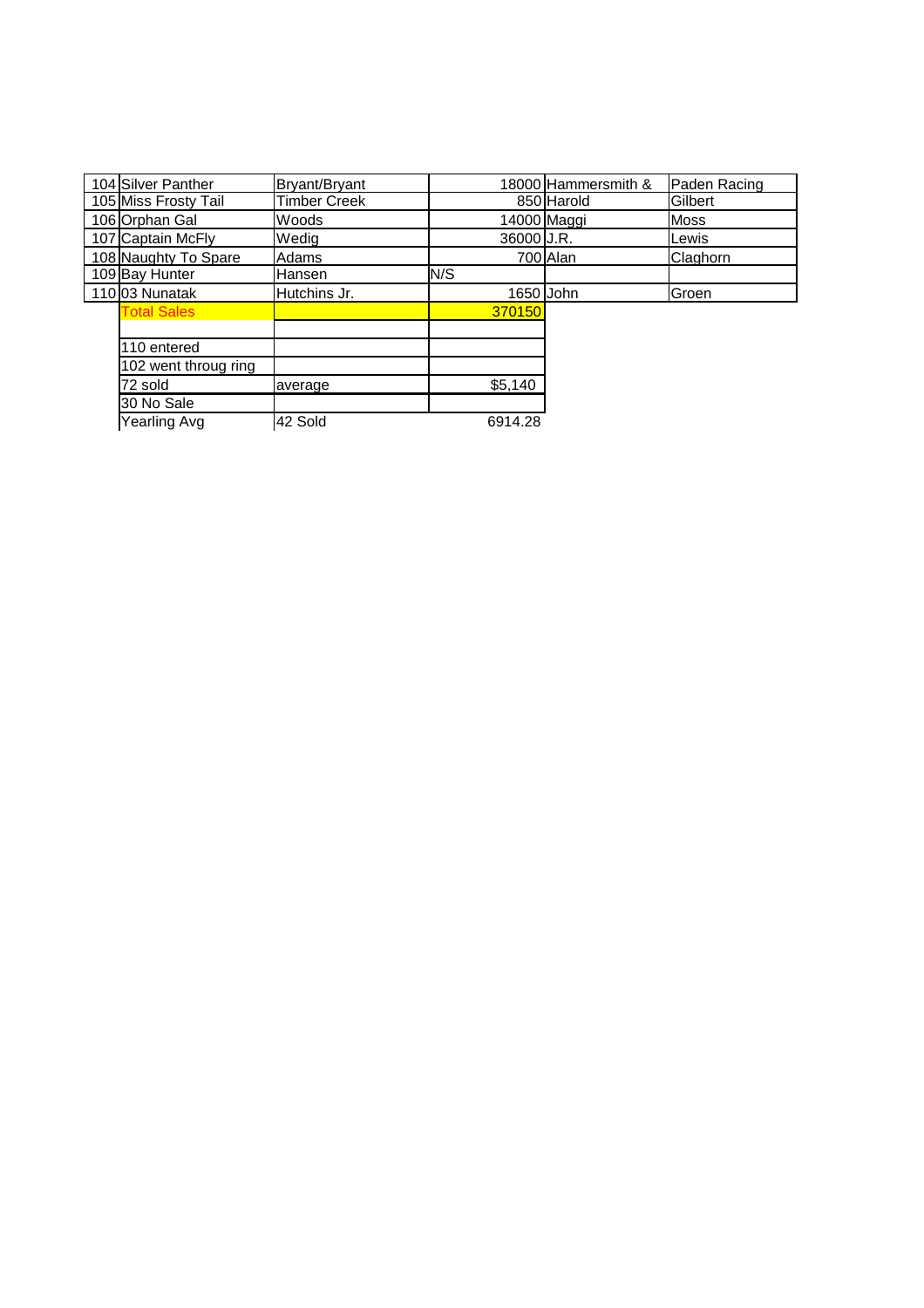| | | | | | |
|---|---|---|---|---|---|
| 104 | Silver Panther | Bryant/Bryant | 18000 | Hammersmith & | Paden Racing |
| 105 | Miss Frosty Tail | Timber Creek | 850 | Harold | Gilbert |
| 106 | Orphan Gal | Woods | 14000 | Maggi | Moss |
| 107 | Captain McFly | Wedig | 36000 | J.R. | Lewis |
| 108 | Naughty To Spare | Adams | 700 | Alan | Claghorn |
| 109 | Bay Hunter | Hansen | N/S | | |
| 110 | 03 Nunatak | Hutchins Jr. | 1650 | John | Groen |
| | Total Sales | | 370150 | | |
| | | | | | |
| | 110 entered | | | | |
| | 102 went throug ring | | | | |
| | 72 sold | average | $5,140 | | |
| | 30 No Sale | | | | |
| | Yearling Avg | 42 Sold | 6914.28 | | |